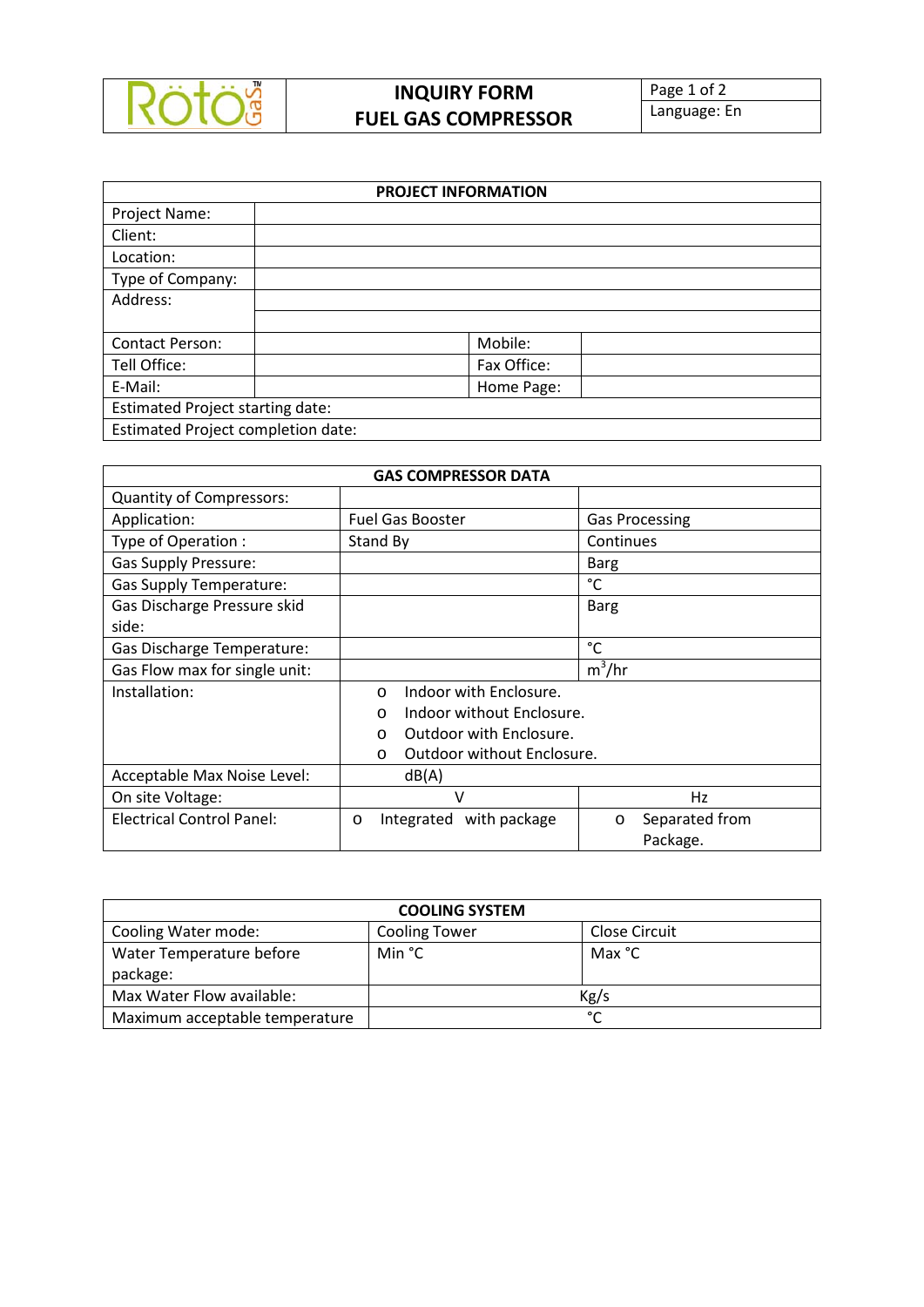# INQUIRY FORM
# FUEL GAS COMPRESSOR

Language: En

| PROJECT INFORMATION | | | |
|---|---|---|---|
| Project Name: | | | |
| Client: | | | |
| Location: | | | |
| Type of Company: | | | |
| Address: | | | |
| | | | |
| Contact Person: | | Mobile: | |
| Tell Office: | | Fax Office: | |
| E-Mail: | | Home Page: | |
| Estimated Project starting date: | | | |
| Estimated Project completion date: | | | |

| GAS COMPRESSOR DATA | | |
|---|---|---|
| Quantity of Compressors: | | |
| Application: | Fuel Gas Booster | Gas Processing |
| Type of Operation : | Stand By | Continues |
| Gas Supply Pressure: | | Barg |
| Gas Supply Temperature: | | °C |
| Gas Discharge Pressure skid side: | | Barg |
| Gas Discharge Temperature: | | °C |
| Gas Flow max for single unit: | | $m^3/hr$ |
| Installation: | o Indoor with Enclosure.<br>o Indoor without Enclosure.<br>o Outdoor with Enclosure.<br>o Outdoor without Enclosure. | |
| Acceptable Max Noise Level: | dB(A) | |
| On site Voltage: | V | Hz |
| Electrical Control Panel: | o Integrated with package | o Separated from Package. |

| COOLING SYSTEM | | |
|---|---|---|
| Cooling Water mode: | Cooling Tower | Close Circuit |
| Water Temperature before package: | Min °C | Max °C |
| Max Water Flow available: | Kg/s | |
| Maximum acceptable temperature | °C | |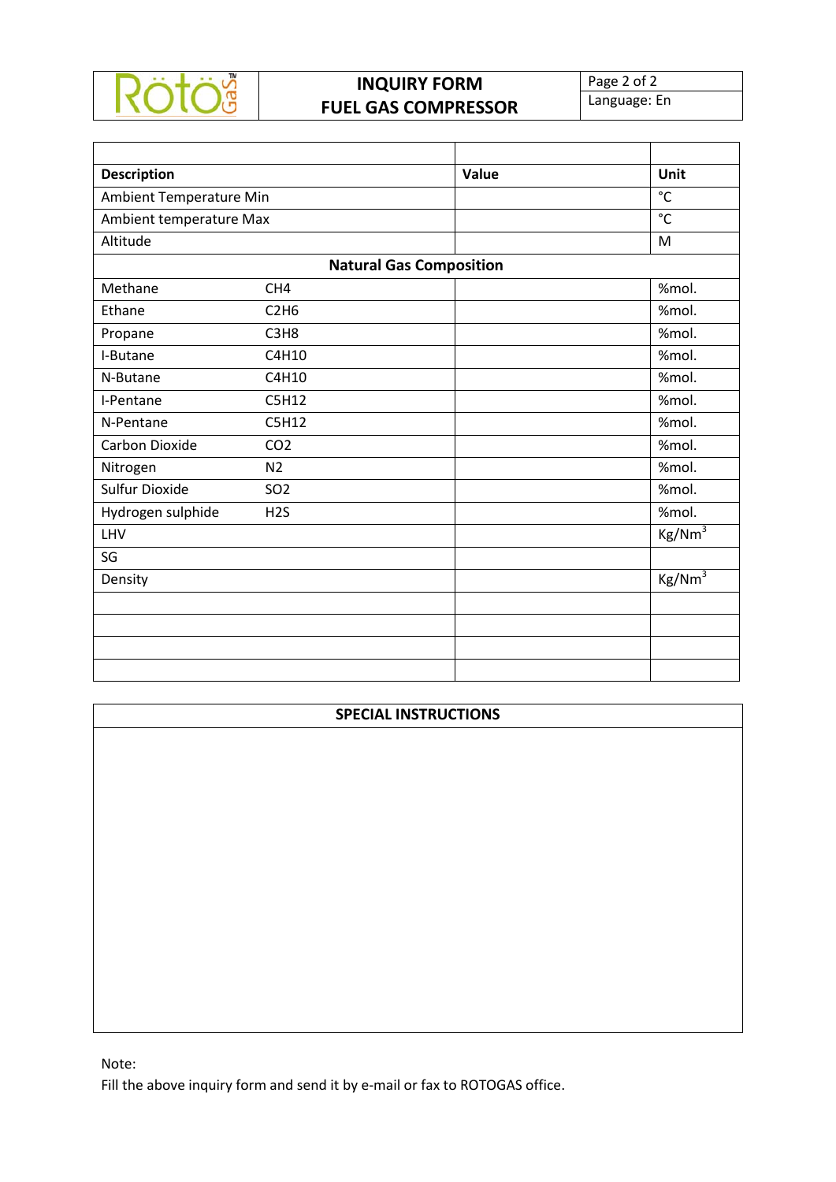| | | |
|---|---|---|
| **Description** | **Value** | **Unit** |
| Ambient Temperature Min | | °C |
| Ambient temperature Max | | °C |
| Altitude | | M |
| **Natural Gas Composition** | | |
| Methane $CH_4$ | | %mol. |
| Ethane $C_2H_6$ | | %mol. |
| Propane $C_3H_8$ | | %mol. |
| I-Butane $C_4H_{10}$ | | %mol. |
| N-Butane $C_4H_{10}$ | | %mol. |
| I-Pentane $C_5H_{12}$ | | %mol. |
| N-Pentane $C_5H_{12}$ | | %mol. |
| Carbon Dioxide $CO_2$ | | %mol. |
| Nitrogen $N_2$ | | %mol. |
| Sulfur Dioxide $SO_2$ | | %mol. |
| Hydrogen sulphide $H_2S$ | | %mol. |
| LHV | | $Kg/Nm^3$ |
| SG | | |
| Density | | $Kg/Nm^3$ |
| | | |
| | | |
| | | |
| | | |

| **SPECIAL INSTRUCTIONS** |
|---|
| |

Note:

Fill the above inquiry form and send it by e-mail or fax to ROTOGAS office.